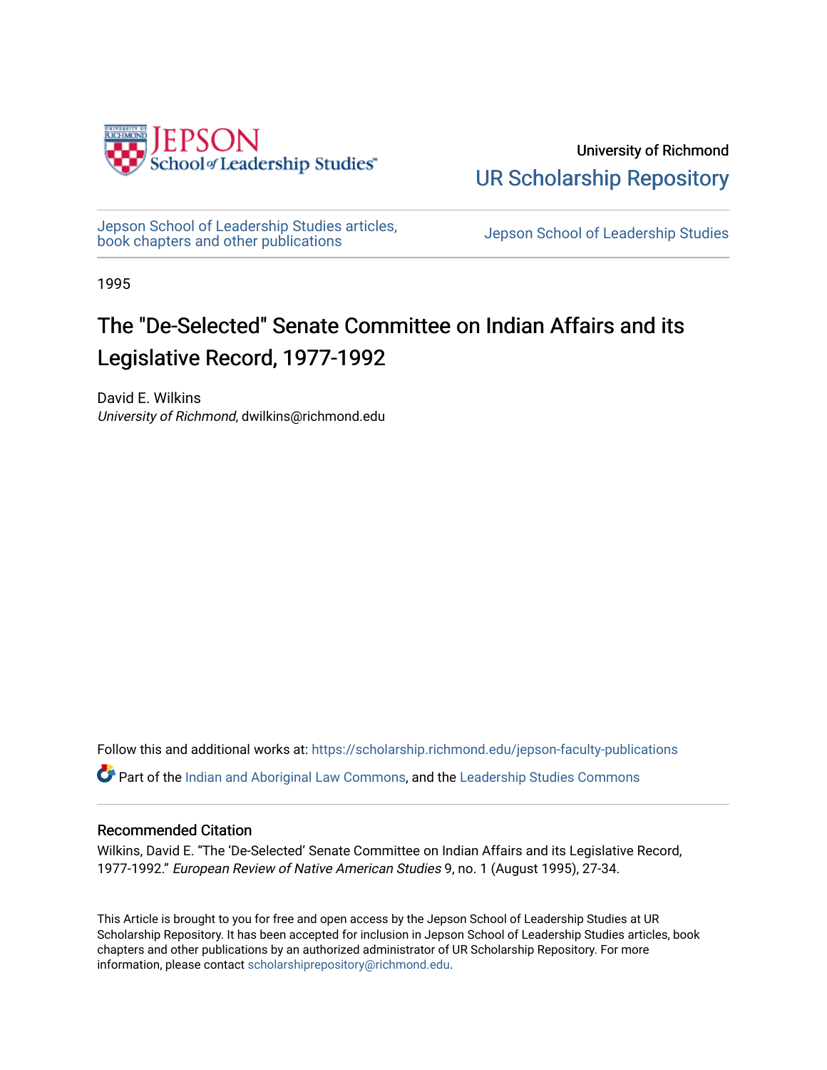University of Richmond

UR Scholarship Repository

Jepson School of Leadership Studies articles, book chapters and other publications

Jepson School of Leadership Studies

1995

# The "De-Selected" Senate Committee on Indian Affairs and its Legislative Record, 1977-1992

David E. Wilkins
*University of Richmond*, dwilkins@richmond.edu

Follow this and additional works at: https://scholarship.richmond.edu/jepson-faculty-publications

Part of the Indian and Aboriginal Law Commons, and the Leadership Studies Commons

## Recommended Citation

Wilkins, David E. "The 'De-Selected' Senate Committee on Indian Affairs and its Legislative Record, 1977-1992." *European Review of Native American Studies* 9, no. 1 (August 1995), 27-34.

This Article is brought to you for free and open access by the Jepson School of Leadership Studies at UR Scholarship Repository. It has been accepted for inclusion in Jepson School of Leadership Studies articles, book chapters and other publications by an authorized administrator of UR Scholarship Repository. For more information, please contact scholarshiprepository@richmond.edu.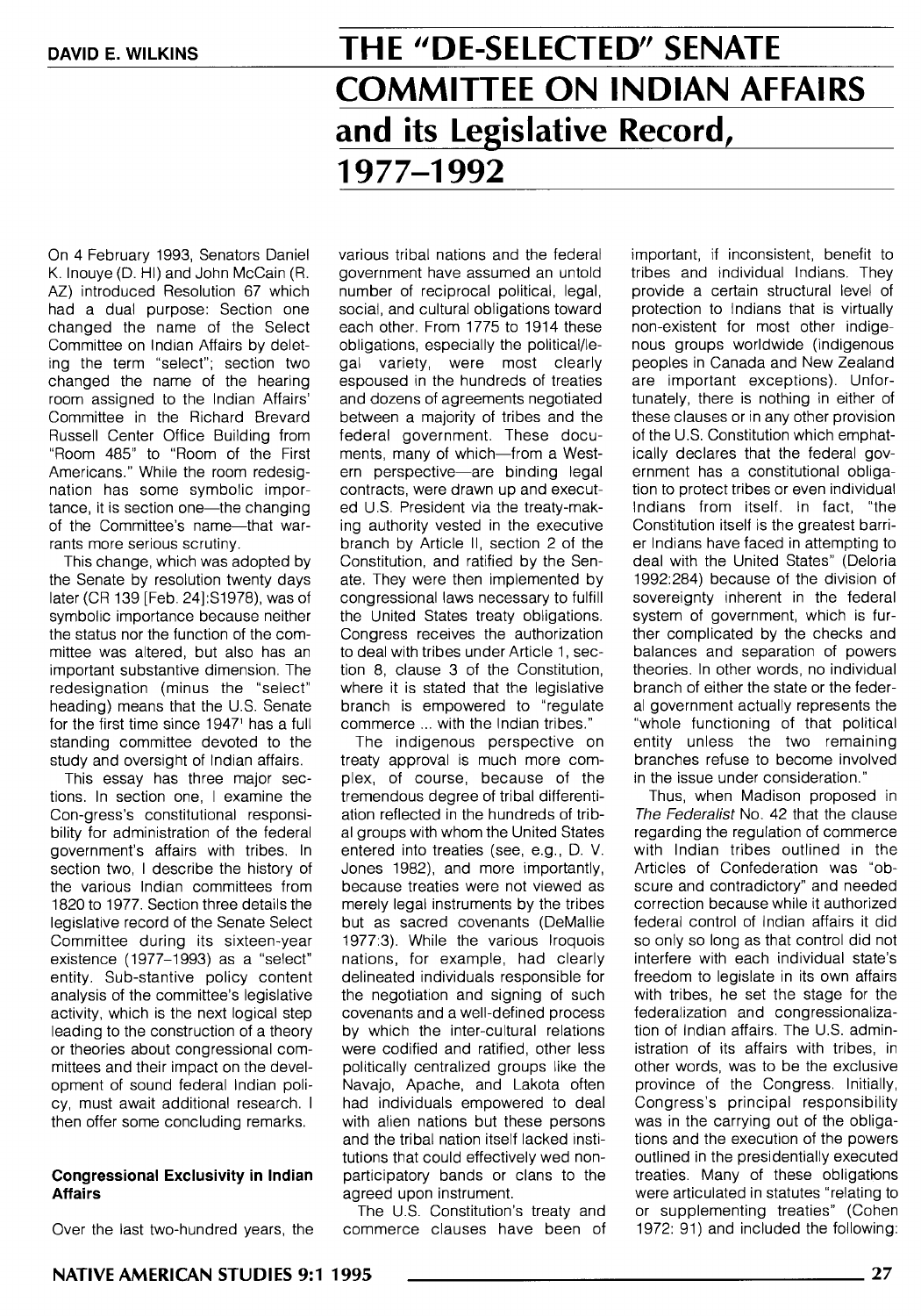DAVID E. WILKINS

# THE "DE-SELECTED" SENATE COMMITTEE ON INDIAN AFFAIRS and its Legislative Record, 1977–1992

On 4 February 1993, Senators Daniel K. Inouye (D. HI) and John McCain (R. AZ) introduced Resolution 67 which had a dual purpose: Section one changed the name of the Select Committee on Indian Affairs by deleting the term "select"; section two changed the name of the hearing room assigned to the Indian Affairs' Committee in the Richard Brevard Russell Center Office Building from "Room 485" to "Room of the First Americans." While the room redesignation has some symbolic importance, it is section one—the changing of the Committee's name—that warrants more serious scrutiny.

This change, which was adopted by the Senate by resolution twenty days later (CR 139 [Feb. 24]:S1978), was of symbolic importance because neither the status nor the function of the committee was altered, but also has an important substantive dimension. The redesignation (minus the "select" heading) means that the U.S. Senate for the first time since 1947[1] has a full standing committee devoted to the study and oversight of Indian affairs.

This essay has three major sections. In section one, I examine the Con-gress's constitutional responsibility for administration of the federal government's affairs with tribes. In section two, I describe the history of the various Indian committees from 1820 to 1977. Section three details the legislative record of the Senate Select Committee during its sixteen-year existence (1977–1993) as a "select" entity. Sub-stantive policy content analysis of the committee's legislative activity, which is the next logical step leading to the construction of a theory or theories about congressional committees and their impact on the development of sound federal Indian policy, must await additional research. I then offer some concluding remarks.

### Congressional Exclusivity in Indian Affairs

Over the last two-hundred years, the various tribal nations and the federal government have assumed an untold number of reciprocal political, legal, social, and cultural obligations toward each other. From 1775 to 1914 these obligations, especially the political/legal variety, were most clearly espoused in the hundreds of treaties and dozens of agreements negotiated between a majority of tribes and the federal government. These documents, many of which—from a Western perspective—are binding legal contracts, were drawn up and executed U.S. President via the treaty-making authority vested in the executive branch by Article II, section 2 of the Constitution, and ratified by the Senate. They were then implemented by congressional laws necessary to fulfill the United States treaty obligations. Congress receives the authorization to deal with tribes under Article 1, section 8, clause 3 of the Constitution, where it is stated that the legislative branch is empowered to "regulate commerce ... with the Indian tribes."

The indigenous perspective on treaty approval is much more complex, of course, because of the tremendous degree of tribal differentiation reflected in the hundreds of tribal groups with whom the United States entered into treaties (see, e.g., D. V. Jones 1982), and more importantly, because treaties were not viewed as merely legal instruments by the tribes but as sacred covenants (DeMallie 1977:3). While the various Iroquois nations, for example, had clearly delineated individuals responsible for the negotiation and signing of such covenants and a well-defined process by which the inter-cultural relations were codified and ratified, other less politically centralized groups like the Navajo, Apache, and Lakota often had individuals empowered to deal with alien nations but these persons and the tribal nation itself lacked institutions that could effectively wed nonparticipatory bands or clans to the agreed upon instrument.

The U.S. Constitution's treaty and commerce clauses have been of important, if inconsistent, benefit to tribes and individual Indians. They provide a certain structural level of protection to Indians that is virtually non-existent for most other indigenous groups worldwide (indigenous peoples in Canada and New Zealand are important exceptions). Unfortunately, there is nothing in either of these clauses or in any other provision of the U.S. Constitution which emphatically declares that the federal government has a constitutional obligation to protect tribes or even individual Indians from itself. In fact, "the Constitution itself is the greatest barrier Indians have faced in attempting to deal with the United States" (Deloria 1992:284) because of the division of sovereignty inherent in the federal system of government, which is further complicated by the checks and balances and separation of powers theories. In other words, no individual branch of either the state or the federal government actually represents the "whole functioning of that political entity unless the two remaining branches refuse to become involved in the issue under consideration."

Thus, when Madison proposed in *The Federalist* No. 42 that the clause regarding the regulation of commerce with Indian tribes outlined in the Articles of Confederation was "obscure and contradictory" and needed correction because while it authorized federal control of Indian affairs it did so only so long as that control did not interfere with each individual state's freedom to legislate in its own affairs with tribes, he set the stage for the federalization and congressionalization of Indian affairs. The U.S. administration of its affairs with tribes, in other words, was to be the exclusive province of the Congress. Initially, Congress's principal responsibility was in the carrying out of the obligations and the execution of the powers outlined in the presidentially executed treaties. Many of these obligations were articulated in statutes "relating to or supplementing treaties" (Cohen 1972: 91) and included the following: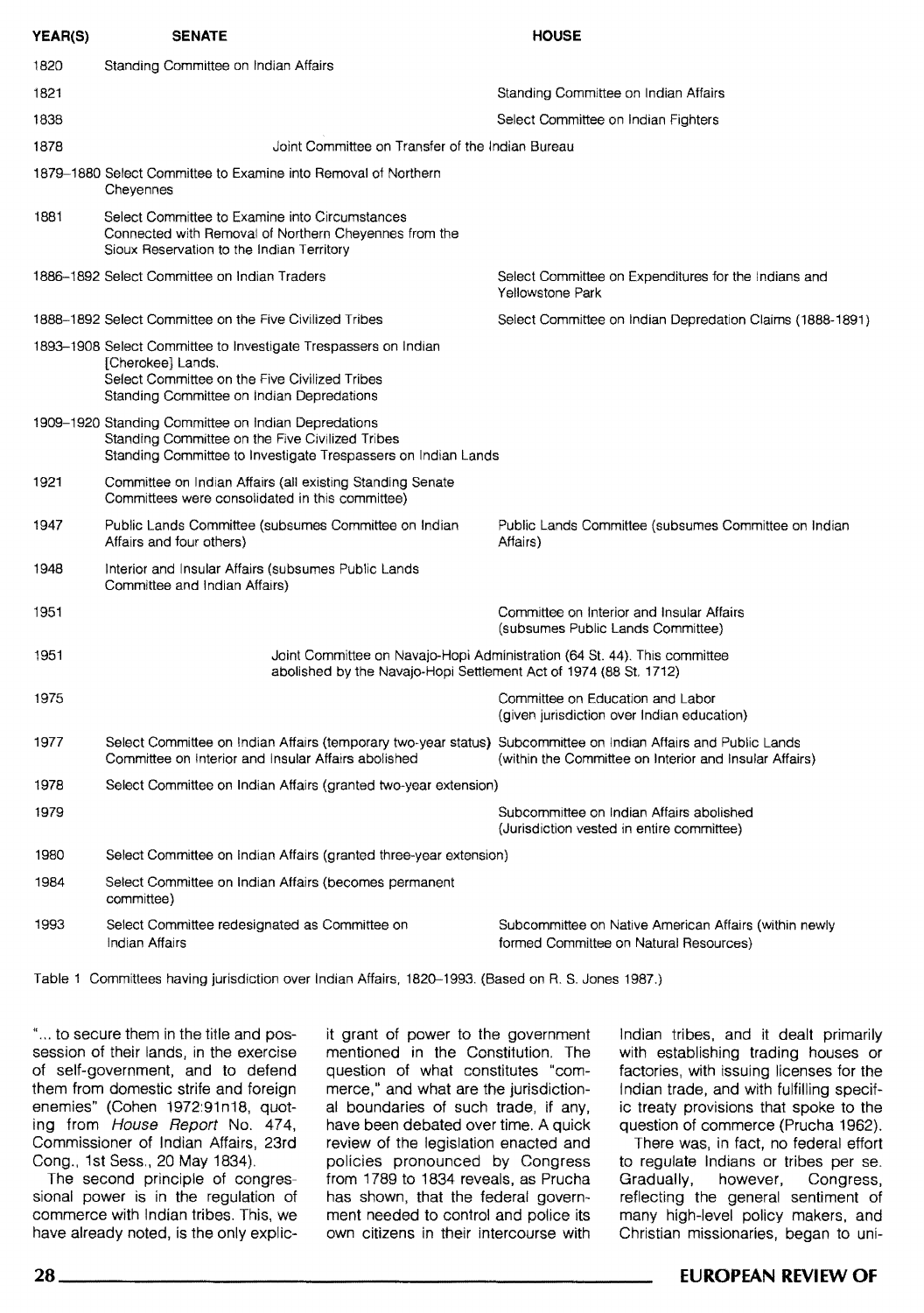| YEAR(S) | SENATE | HOUSE |
|---|---|---|
| 1820 | Standing Committee on Indian Affairs | |
| 1821 | | Standing Committee on Indian Affairs |
| 1838 | | Select Committee on Indian Fighters |
| 1878 | Joint Committee on Transfer of the Indian Bureau | |
| 1879–1880 | Select Committee to Examine into Removal of Northern Cheyennes | |
| 1881 | Select Committee to Examine into Circumstances Connected with Removal of Northern Cheyennes from the Sioux Reservation to the Indian Territory | |
| 1886–1892 | Select Committee on Indian Traders | Select Committee on Expenditures for the Indians and Yellowstone Park |
| 1888–1892 | Select Committee on the Five Civilized Tribes | Select Committee on Indian Depredation Claims (1888-1891) |
| 1893–1908 | Select Committee to Investigate Trespassers on Indian [Cherokee] Lands. Select Committee on the Five Civilized Tribes Standing Committee on Indian Depredations | |
| 1909–1920 | Standing Committee on Indian Depredations Standing Committee on the Five Civilized Tribes Standing Committee to Investigate Trespassers on Indian Lands | |
| 1921 | Committee on Indian Affairs (all existing Standing Senate Committees were consolidated in this committee) | |
| 1947 | Public Lands Committee (subsumes Committee on Indian Affairs and four others) | Public Lands Committee (subsumes Committee on Indian Affairs) |
| 1948 | Interior and Insular Affairs (subsumes Public Lands Committee and Indian Affairs) | |
| 1951 | | Committee on Interior and Insular Affairs (subsumes Public Lands Committee) |
| 1951 | Joint Committee on Navajo-Hopi Administration (64 St. 44). This committee abolished by the Navajo-Hopi Settlement Act of 1974 (88 St. 1712) | |
| 1975 | | Committee on Education and Labor (given jurisdiction over Indian education) |
| 1977 | Select Committee on Indian Affairs (temporary two-year status) Committee on Interior and Insular Affairs abolished | Subcommittee on Indian Affairs and Public Lands (within the Committee on Interior and Insular Affairs) |
| 1978 | Select Committee on Indian Affairs (granted two-year extension) | |
| 1979 | | Subcommittee on Indian Affairs abolished (Jurisdiction vested in entire committee) |
| 1980 | Select Committee on Indian Affairs (granted three-year extension) | |
| 1984 | Select Committee on Indian Affairs (becomes permanent committee) | |
| 1993 | Select Committee redesignated as Committee on Indian Affairs | Subcommittee on Native American Affairs (within newly formed Committee on Natural Resources) |

Table 1 Committees having jurisdiction over Indian Affairs, 1820–1993. (Based on R. S. Jones 1987.)

"... to secure them in the title and possession of their lands, in the exercise of self-government, and to defend them from domestic strife and foreign enemies" (Cohen 1972:91n18, quoting from *House Report* No. 474, Commissioner of Indian Affairs, 23rd Cong., 1st Sess., 20 May 1834).

The second principle of congressional power is in the regulation of commerce with Indian tribes. This, we have already noted, is the only explicit grant of power to the government mentioned in the Constitution. The question of what constitutes "commerce," and what are the jurisdictional boundaries of such trade, if any, have been debated over time. A quick review of the legislation enacted and policies pronounced by Congress from 1789 to 1834 reveals, as Prucha has shown, that the federal government needed to control and police its own citizens in their intercourse with Indian tribes, and it dealt primarily with establishing trading houses or factories, with issuing licenses for the Indian trade, and with fulfilling specific treaty provisions that spoke to the question of commerce (Prucha 1962).

There was, in fact, no federal effort to regulate Indians or tribes per se. Gradually, however, Congress, reflecting the general sentiment of many high-level policy makers, and Christian missionaries, began to uni-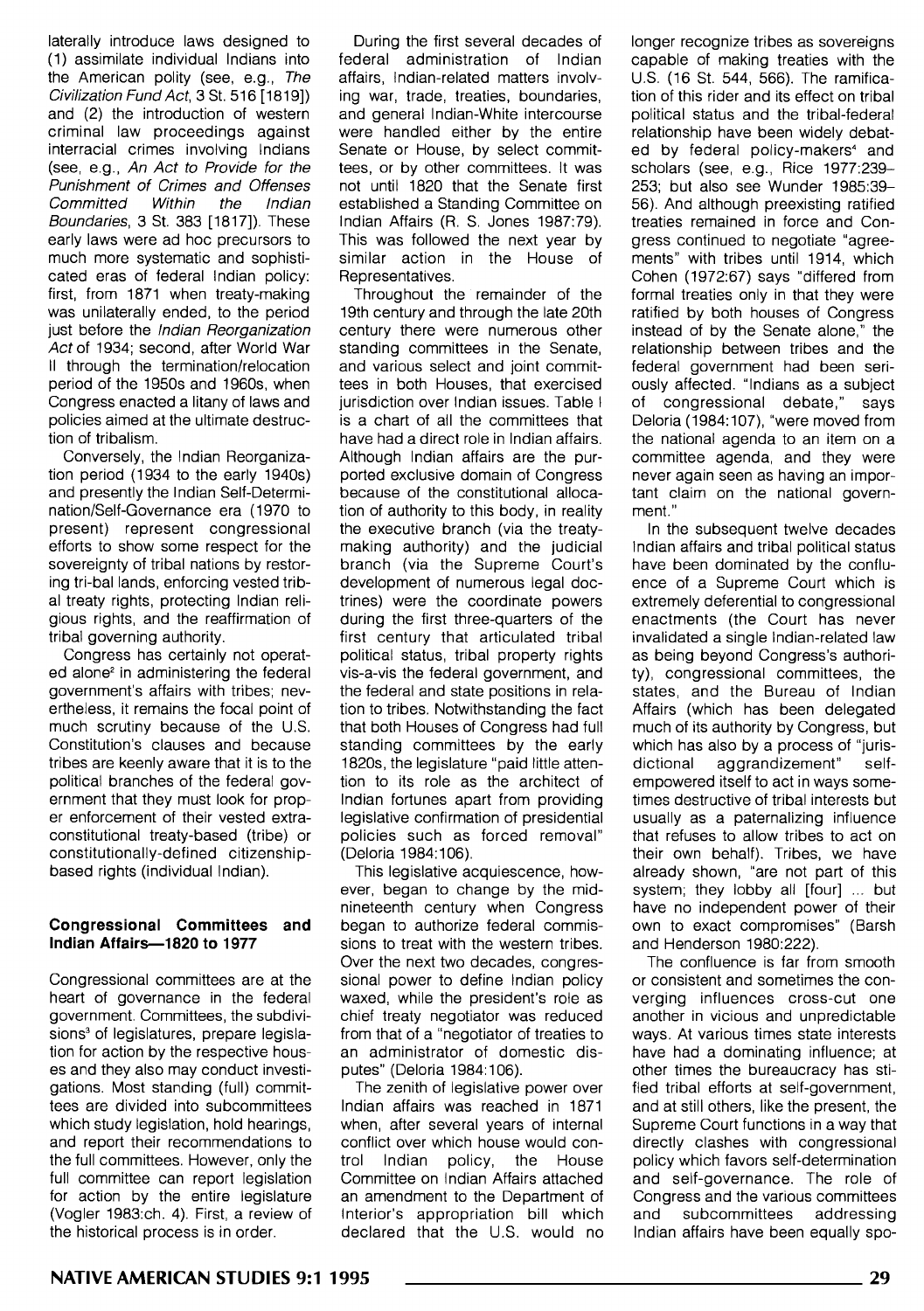laterally introduce laws designed to (1) assimilate individual Indians into the American polity (see, e.g., *The Civilization Fund Act*, 3 St. 516 [1819]) and (2) the introduction of western criminal law proceedings against interracial crimes involving Indians (see, e.g., *An Act to Provide for the Punishment of Crimes and Offenses Committed Within the Indian Boundaries*, 3 St. 383 [1817]). These early laws were ad hoc precursors to much more systematic and sophisticated eras of federal Indian policy: first, from 1871 when treaty-making was unilaterally ended, to the period just before the *Indian Reorganization Act* of 1934; second, after World War II through the termination/relocation period of the 1950s and 1960s, when Congress enacted a litany of laws and policies aimed at the ultimate destruction of tribalism.

Conversely, the Indian Reorganization period (1934 to the early 1940s) and presently the Indian Self-Determination/Self-Governance era (1970 to present) represent congressional efforts to show some respect for the sovereignty of tribal nations by restoring tri-bal lands, enforcing vested tribal treaty rights, protecting Indian religious rights, and the reaffirmation of tribal governing authority.

Congress has certainly not operated alone[2] in administering the federal government's affairs with tribes; nevertheless, it remains the focal point of much scrutiny because of the U.S. Constitution's clauses and because tribes are keenly aware that it is to the political branches of the federal government that they must look for proper enforcement of their vested extra-constitutional treaty-based (tribe) or constitutionally-defined citizenship-based rights (individual Indian).

#### Congressional Committees and Indian Affairs—1820 to 1977

Congressional committees are at the heart of governance in the federal government. Committees, the subdivisions[3] of legislatures, prepare legislation for action by the respective houses and they also may conduct investigations. Most standing (full) committees are divided into subcommittees which study legislation, hold hearings, and report their recommendations to the full committees. However, only the full committee can report legislation for action by the entire legislature (Vogler 1983:ch. 4). First, a review of the historical process is in order.

During the first several decades of federal administration of Indian affairs, Indian-related matters involving war, trade, treaties, boundaries, and general Indian-White intercourse were handled either by the entire Senate or House, by select committees, or by other committees. It was not until 1820 that the Senate first established a Standing Committee on Indian Affairs (R. S. Jones 1987:79). This was followed the next year by similar action in the House of Representatives.

Throughout the remainder of the 19th century and through the late 20th century there were numerous other standing committees in the Senate, and various select and joint committees in both Houses, that exercised jurisdiction over Indian issues. Table I is a chart of all the committees that have had a direct role in Indian affairs. Although Indian affairs are the purported exclusive domain of Congress because of the constitutional allocation of authority to this body, in reality the executive branch (via the treaty-making authority) and the judicial branch (via the Supreme Court's development of numerous legal doctrines) were the coordinate powers during the first three-quarters of the first century that articulated tribal political status, tribal property rights vis-a-vis the federal government, and the federal and state positions in relation to tribes. Notwithstanding the fact that both Houses of Congress had full standing committees by the early 1820s, the legislature "paid little attention to its role as the architect of Indian fortunes apart from providing legislative confirmation of presidential policies such as forced removal" (Deloria 1984:106).

This legislative acquiescence, however, began to change by the mid-nineteenth century when Congress began to authorize federal commissions to treat with the western tribes. Over the next two decades, congressional power to define Indian policy waxed, while the president's role as chief treaty negotiator was reduced from that of a "negotiator of treaties to an administrator of domestic disputes" (Deloria 1984:106).

The zenith of legislative power over Indian affairs was reached in 1871 when, after several years of internal conflict over which house would control Indian policy, the House Committee on Indian Affairs attached an amendment to the Department of Interior's appropriation bill which declared that the U.S. would no longer recognize tribes as sovereigns capable of making treaties with the U.S. (16 St. 544, 566). The ramification of this rider and its effect on tribal political status and the tribal-federal relationship have been widely debated by federal policy-makers[4] and scholars (see, e.g., Rice 1977:239–253; but also see Wunder 1985:39–56). And although preexisting ratified treaties remained in force and Congress continued to negotiate "agreements" with tribes until 1914, which Cohen (1972:67) says "differed from formal treaties only in that they were ratified by both houses of Congress instead of by the Senate alone," the relationship between tribes and the federal government had been seriously affected. "Indians as a subject of congressional debate," says Deloria (1984:107), "were moved from the national agenda to an item on a committee agenda, and they were never again seen as having an important claim on the national government."

In the subsequent twelve decades Indian affairs and tribal political status have been dominated by the confluence of a Supreme Court which is extremely deferential to congressional enactments (the Court has never invalidated a single Indian-related law as being beyond Congress's authority), congressional committees, the states, and the Bureau of Indian Affairs (which has been delegated much of its authority by Congress, but which has also by a process of "jurisdictional aggrandizement" self-empowered itself to act in ways sometimes destructive of tribal interests but usually as a paternalizing influence that refuses to allow tribes to act on their own behalf). Tribes, we have already shown, "are not part of this system; they lobby all [four] ... but have no independent power of their own to exact compromises" (Barsh and Henderson 1980:222).

The confluence is far from smooth or consistent and sometimes the converging influences cross-cut one another in vicious and unpredictable ways. At various times state interests have had a dominating influence; at other times the bureaucracy has stifled tribal efforts at self-government, and at still others, like the present, the Supreme Court functions in a way that directly clashes with congressional policy which favors self-determination and self-governance. The role of Congress and the various committees and subcommittees addressing Indian affairs have been equally spo-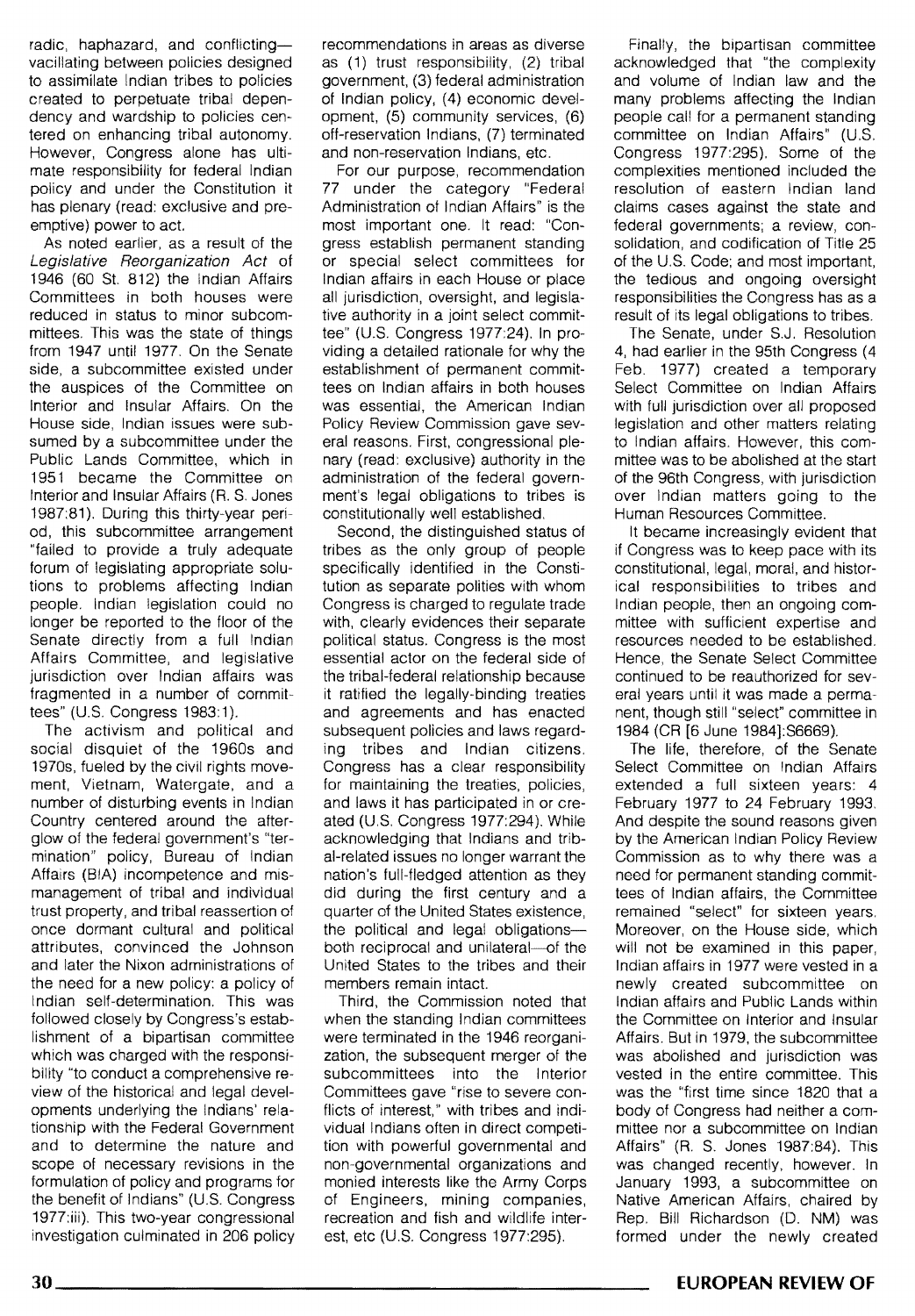radic, haphazard, and conflicting—vacillating between policies designed to assimilate Indian tribes to policies created to perpetuate tribal dependency and wardship to policies centered on enhancing tribal autonomy. However, Congress alone has ultimate responsibility for federal Indian policy and under the Constitution it has plenary (read: exclusive and preemptive) power to act.

As noted earlier, as a result of the *Legislative Reorganization Act* of 1946 (60 St. 812) the Indian Affairs Committees in both houses were reduced in status to minor subcommittees. This was the state of things from 1947 until 1977. On the Senate side, a subcommittee existed under the auspices of the Committee on Interior and Insular Affairs. On the House side, Indian issues were subsumed by a subcommittee under the Public Lands Committee, which in 1951 became the Committee on Interior and Insular Affairs (R. S. Jones 1987:81). During this thirty-year period, this subcommittee arrangement "failed to provide a truly adequate forum of legislating appropriate solutions to problems affecting Indian people. Indian legislation could no longer be reported to the floor of the Senate directly from a full Indian Affairs Committee, and legislative jurisdiction over Indian affairs was fragmented in a number of committees" (U.S. Congress 1983:1).

The activism and political and social disquiet of the 1960s and 1970s, fueled by the civil rights movement, Vietnam, Watergate, and a number of disturbing events in Indian Country centered around the afterglow of the federal government's "termination" policy, Bureau of Indian Affairs (BIA) incompetence and mismanagement of tribal and individual trust property, and tribal reassertion of once dormant cultural and political attributes, convinced the Johnson and later the Nixon administrations of the need for a new policy: a policy of Indian self-determination. This was followed closely by Congress's establishment of a bipartisan committee which was charged with the responsibility "to conduct a comprehensive review of the historical and legal developments underlying the Indians' relationship with the Federal Government and to determine the nature and scope of necessary revisions in the formulation of policy and programs for the benefit of Indians" (U.S. Congress 1977:iii). This two-year congressional investigation culminated in 206 policy recommendations in areas as diverse as (1) trust responsibility, (2) tribal government, (3) federal administration of Indian policy, (4) economic development, (5) community services, (6) off-reservation Indians, (7) terminated and non-reservation Indians, etc.

For our purpose, recommendation 77 under the category "Federal Administration of Indian Affairs" is the most important one. It read: "Congress establish permanent standing or special select committees for Indian affairs in each House or place all jurisdiction, oversight, and legislative authority in a joint select committee" (U.S. Congress 1977:24). In providing a detailed rationale for why the establishment of permanent committees on Indian affairs in both houses was essential, the American Indian Policy Review Commission gave several reasons. First, congressional plenary (read: exclusive) authority in the administration of the federal government's legal obligations to tribes is constitutionally well established.

Second, the distinguished status of tribes as the only group of people specifically identified in the Constitution as separate polities with whom Congress is charged to regulate trade with, clearly evidences their separate political status. Congress is the most essential actor on the federal side of the tribal-federal relationship because it ratified the legally-binding treaties and agreements and has enacted subsequent policies and laws regarding tribes and Indian citizens. Congress has a clear responsibility for maintaining the treaties, policies, and laws it has participated in or created (U.S. Congress 1977:294). While acknowledging that Indians and tribal-related issues no longer warrant the nation's full-fledged attention as they did during the first century and a quarter of the United States existence, the political and legal obligations—both reciprocal and unilateral—of the United States to the tribes and their members remain intact.

Third, the Commission noted that when the standing Indian committees were terminated in the 1946 reorganization, the subsequent merger of the subcommittees into the Interior Committees gave "rise to severe conflicts of interest," with tribes and individual Indians often in direct competition with powerful governmental and non-governmental organizations and monied interests like the Army Corps of Engineers, mining companies, recreation and fish and wildlife interest, etc (U.S. Congress 1977:295).

Finally, the bipartisan committee acknowledged that "the complexity and volume of Indian law and the many problems affecting the Indian people call for a permanent standing committee on Indian Affairs" (U.S. Congress 1977:295). Some of the complexities mentioned included the resolution of eastern Indian land claims cases against the state and federal governments; a review, consolidation, and codification of Title 25 of the U.S. Code; and most important, the tedious and ongoing oversight responsibilities the Congress has as a result of its legal obligations to tribes.

The Senate, under S.J. Resolution 4, had earlier in the 95th Congress (4 Feb. 1977) created a temporary Select Committee on Indian Affairs with full jurisdiction over all proposed legislation and other matters relating to Indian affairs. However, this committee was to be abolished at the start of the 96th Congress, with jurisdiction over Indian matters going to the Human Resources Committee.

It became increasingly evident that if Congress was to keep pace with its constitutional, legal, moral, and historical responsibilities to tribes and Indian people, then an ongoing committee with sufficient expertise and resources needed to be established. Hence, the Senate Select Committee continued to be reauthorized for several years until it was made a permanent, though still "select" committee in 1984 (CR [6 June 1984]:S6669).

The life, therefore, of the Senate Select Committee on Indian Affairs extended a full sixteen years: 4 February 1977 to 24 February 1993. And despite the sound reasons given by the American Indian Policy Review Commission as to why there was a need for permanent standing committees of Indian affairs, the Committee remained "select" for sixteen years. Moreover, on the House side, which will not be examined in this paper, Indian affairs in 1977 were vested in a newly created subcommittee on Indian affairs and Public Lands within the Committee on Interior and Insular Affairs. But in 1979, the subcommittee was abolished and jurisdiction was vested in the entire committee. This was the "first time since 1820 that a body of Congress had neither a committee nor a subcommittee on Indian Affairs" (R. S. Jones 1987:84). This was changed recently, however. In January 1993, a subcommittee on Native American Affairs, chaired by Rep. Bill Richardson (D. NM) was formed under the newly created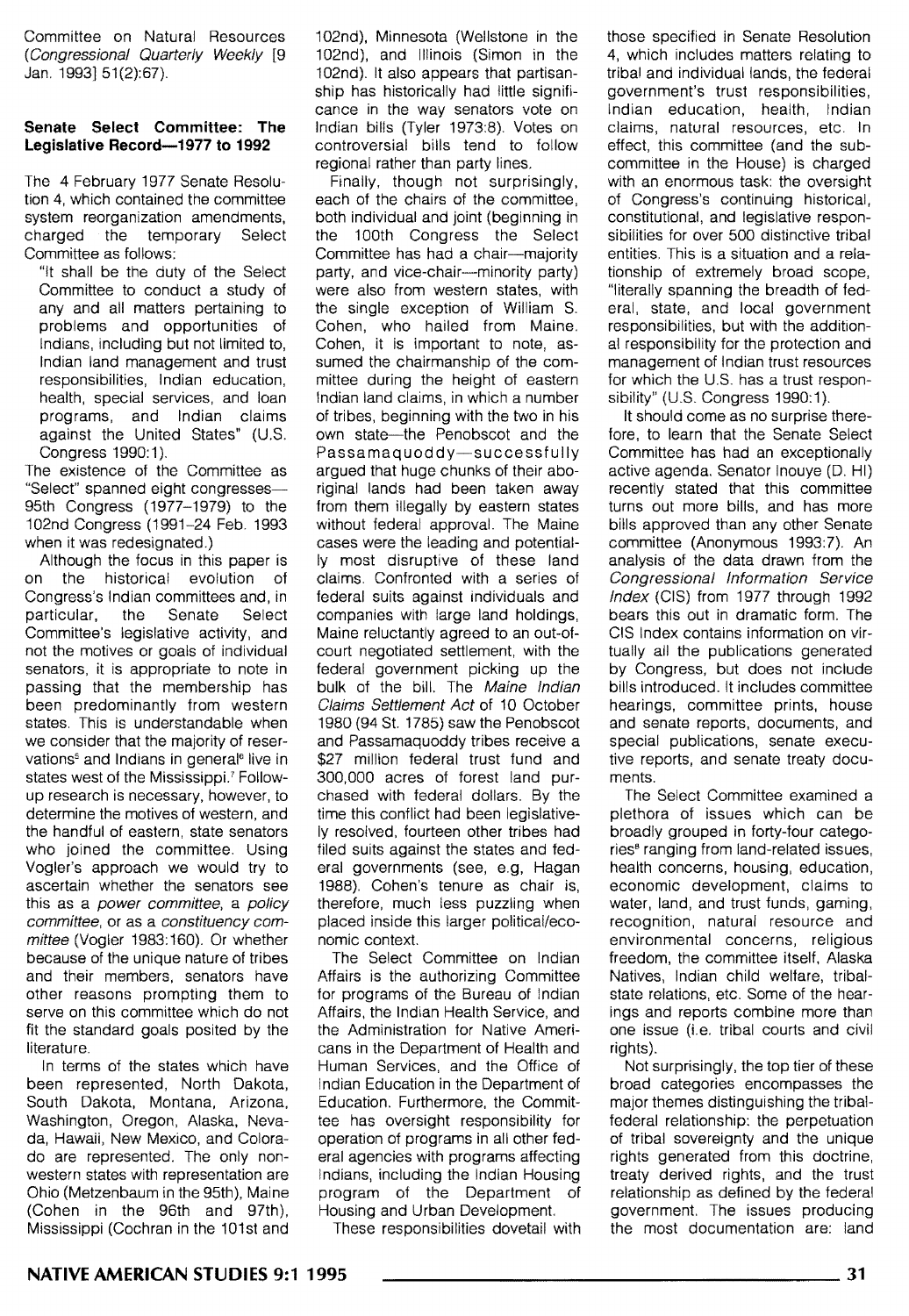Committee on Natural Resources (*Congressional Quarterly Weekly* [9 Jan. 1993] 51(2):67).

### Senate Select Committee: The Legislative Record—1977 to 1992

The 4 February 1977 Senate Resolution 4, which contained the committee system reorganization amendments, charged the temporary Select Committee as follows:

"It shall be the duty of the Select Committee to conduct a study of any and all matters pertaining to problems and opportunities of Indians, including but not limited to, Indian land management and trust responsibilities, Indian education, health, special services, and loan programs, and Indian claims against the United States" (U.S. Congress 1990:1).

The existence of the Committee as "Select" spanned eight congresses—95th Congress (1977–1979) to the 102nd Congress (1991–24 Feb. 1993 when it was redesignated.)

Although the focus in this paper is on the historical evolution of Congress's Indian committees and, in particular, the Senate Select Committee's legislative activity, and not the motives or goals of individual senators, it is appropriate to note in passing that the membership has been predominantly from western states. This is understandable when we consider that the majority of reservations[5] and Indians in general[6] live in states west of the Mississippi.[7] Follow-up research is necessary, however, to determine the motives of western, and the handful of eastern, state senators who joined the committee. Using Vogler's approach we would try to ascertain whether the senators see this as a *power committee*, a *policy committee*, or as a *constituency committee* (Vogler 1983:160). Or whether because of the unique nature of tribes and their members, senators have other reasons prompting them to serve on this committee which do not fit the standard goals posited by the literature.

In terms of the states which have been represented, North Dakota, South Dakota, Montana, Arizona, Washington, Oregon, Alaska, Nevada, Hawaii, New Mexico, and Colorado are represented. The only non-western states with representation are Ohio (Metzenbaum in the 95th), Maine (Cohen in the 96th and 97th), Mississippi (Cochran in the 101st and 102nd), Minnesota (Wellstone in the 102nd), and Illinois (Simon in the 102nd). It also appears that partisanship has historically had little significance in the way senators vote on Indian bills (Tyler 1973:8). Votes on controversial bills tend to follow regional rather than party lines.

Finally, though not surprisingly, each of the chairs of the committee, both individual and joint (beginning in the 100th Congress the Select Committee has had a chair—majority party, and vice-chair—minority party) were also from western states, with the single exception of William S. Cohen, who hailed from Maine. Cohen, it is important to note, assumed the chairmanship of the committee during the height of eastern Indian land claims, in which a number of tribes, beginning with the two in his own state—the Penobscot and the Passamaquoddy—successfully argued that huge chunks of their aboriginal lands had been taken away from them illegally by eastern states without federal approval. The Maine cases were the leading and potentially most disruptive of these land claims. Confronted with a series of federal suits against individuals and companies with large land holdings, Maine reluctantly agreed to an out-of-court negotiated settlement, with the federal government picking up the bulk of the bill. The *Maine Indian Claims Settlement Act* of 10 October 1980 (94 St. 1785) saw the Penobscot and Passamaquoddy tribes receive a $27 million federal trust fund and 300,000 acres of forest land purchased with federal dollars. By the time this conflict had been legislatively resolved, fourteen other tribes had filed suits against the states and federal governments (see, e.g, Hagan 1988). Cohen's tenure as chair is, therefore, much less puzzling when placed inside this larger political/economic context.

The Select Committee on Indian Affairs is the authorizing Committee for programs of the Bureau of Indian Affairs, the Indian Health Service, and the Administration for Native Americans in the Department of Health and Human Services, and the Office of Indian Education in the Department of Education. Furthermore, the Committee has oversight responsibility for operation of programs in all other federal agencies with programs affecting Indians, including the Indian Housing program of the Department of Housing and Urban Development.

These responsibilities dovetail with those specified in Senate Resolution 4, which includes matters relating to tribal and individual lands, the federal government's trust responsibilities, Indian education, health, Indian claims, natural resources, etc. In effect, this committee (and the subcommittee in the House) is charged with an enormous task: the oversight of Congress's continuing historical, constitutional, and legislative responsibilities for over 500 distinctive tribal entities. This is a situation and a relationship of extremely broad scope, "literally spanning the breadth of federal, state, and local government responsibilities, but with the additional responsibility for the protection and management of Indian trust resources for which the U.S. has a trust responsibility" (U.S. Congress 1990:1).

It should come as no surprise therefore, to learn that the Senate Select Committee has had an exceptionally active agenda. Senator Inouye (D. HI) recently stated that this committee turns out more bills, and has more bills approved than any other Senate committee (Anonymous 1993:7). An analysis of the data drawn from the *Congressional Information Service Index* (CIS) from 1977 through 1992 bears this out in dramatic form. The CIS Index contains information on virtually all the publications generated by Congress, but does not include bills introduced. It includes committee hearings, committee prints, house and senate reports, documents, and special publications, senate executive reports, and senate treaty documents.

The Select Committee examined a plethora of issues which can be broadly grouped in forty-four categories[8] ranging from land-related issues, health concerns, housing, education, economic development, claims to water, land, and trust funds, gaming, recognition, natural resource and environmental concerns, religious freedom, the committee itself, Alaska Natives, Indian child welfare, tribal-state relations, etc. Some of the hearings and reports combine more than one issue (i.e. tribal courts and civil rights).

Not surprisingly, the top tier of these broad categories encompasses the major themes distinguishing the tribal-federal relationship: the perpetuation of tribal sovereignty and the unique rights generated from this doctrine, treaty derived rights, and the trust relationship as defined by the federal government. The issues producing the most documentation are: land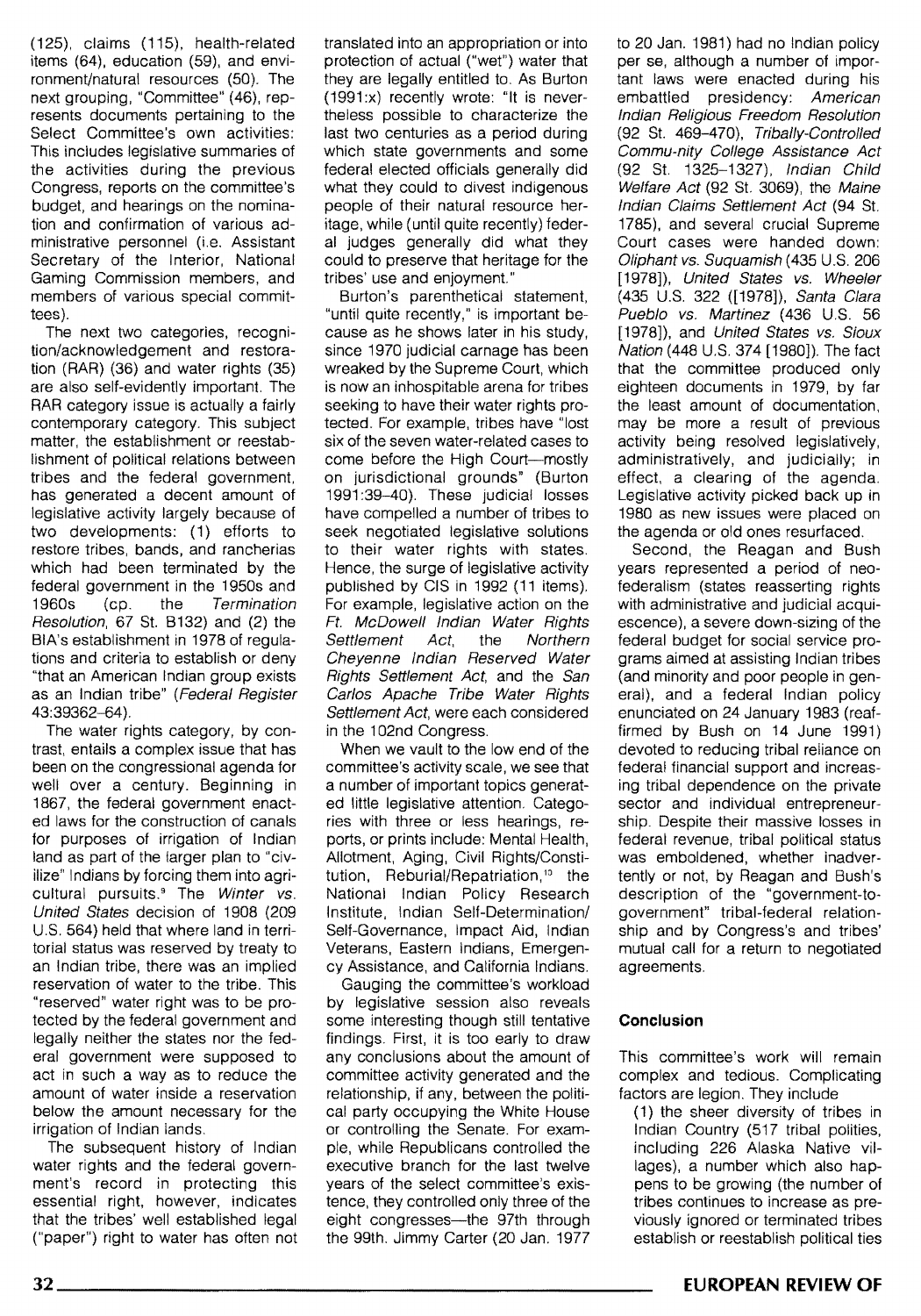(125), claims (115), health-related items (64), education (59), and environment/natural resources (50). The next grouping, "Committee" (46), represents documents pertaining to the Select Committee's own activities: This includes legislative summaries of the activities during the previous Congress, reports on the committee's budget, and hearings on the nomination and confirmation of various administrative personnel (i.e. Assistant Secretary of the Interior, National Gaming Commission members, and members of various special committees).

The next two categories, recognition/acknowledgement and restoration (RAR) (36) and water rights (35) are also self-evidently important. The RAR category issue is actually a fairly contemporary category. This subject matter, the establishment or reestablishment of political relations between tribes and the federal government, has generated a decent amount of legislative activity largely because of two developments: (1) efforts to restore tribes, bands, and rancherias which had been terminated by the federal government in the 1950s and 1960s (cp. the *Termination Resolution*, 67 St. B132) and (2) the BIA's establishment in 1978 of regulations and criteria to establish or deny "that an American Indian group exists as an Indian tribe" (*Federal Register* 43:39362–64).

The water rights category, by contrast, entails a complex issue that has been on the congressional agenda for well over a century. Beginning in 1867, the federal government enacted laws for the construction of canals for purposes of irrigation of Indian land as part of the larger plan to "civilize" Indians by forcing them into agricultural pursuits.[9] The *Winter vs. United States* decision of 1908 (209 U.S. 564) held that where land in territorial status was reserved by treaty to an Indian tribe, there was an implied reservation of water to the tribe. This "reserved" water right was to be protected by the federal government and legally neither the states nor the federal government were supposed to act in such a way as to reduce the amount of water inside a reservation below the amount necessary for the irrigation of Indian lands.

The subsequent history of Indian water rights and the federal government's record in protecting this essential right, however, indicates that the tribes' well established legal ("paper") right to water has often not translated into an appropriation or into protection of actual ("wet") water that they are legally entitled to. As Burton (1991:x) recently wrote: "It is nevertheless possible to characterize the last two centuries as a period during which state governments and some federal elected officials generally did what they could to divest indigenous people of their natural resource heritage, while (until quite recently) federal judges generally did what they could to preserve that heritage for the tribes' use and enjoyment."

Burton's parenthetical statement, "until quite recently," is important because as he shows later in his study, since 1970 judicial carnage has been wreaked by the Supreme Court, which is now an inhospitable arena for tribes seeking to have their water rights protected. For example, tribes have "lost six of the seven water-related cases to come before the High Court—mostly on jurisdictional grounds" (Burton 1991:39–40). These judicial losses have compelled a number of tribes to seek negotiated legislative solutions to their water rights with states. Hence, the surge of legislative activity published by CIS in 1992 (11 items). For example, legislative action on the *Ft. McDowell Indian Water Rights Settlement Act*, the *Northern Cheyenne Indian Reserved Water Rights Settlement Act*, and the *San Carlos Apache Tribe Water Rights Settlement Act*, were each considered in the 102nd Congress.

When we vault to the low end of the committee's activity scale, we see that a number of important topics generated little legislative attention. Categories with three or less hearings, reports, or prints include: Mental Health, Allotment, Aging, Civil Rights/Constitution, Reburial/Repatriation,[10] the National Indian Policy Research Institute, Indian Self-Determination/Self-Governance, Impact Aid, Indian Veterans, Eastern Indians, Emergency Assistance, and California Indians.

Gauging the committee's workload by legislative session also reveals some interesting though still tentative findings. First, it is too early to draw any conclusions about the amount of committee activity generated and the relationship, if any, between the political party occupying the White House or controlling the Senate. For example, while Republicans controlled the executive branch for the last twelve years of the select committee's existence, they controlled only three of the eight congresses—the 97th through the 99th. Jimmy Carter (20 Jan. 1977 to 20 Jan. 1981) had no Indian policy per se, although a number of important laws were enacted during his embattled presidency: *American Indian Religious Freedom Resolution* (92 St. 469–470), *Tribally-Controlled Community College Assistance Act* (92 St. 1325–1327), *Indian Child Welfare Act* (92 St. 3069), the *Maine Indian Claims Settlement Act* (94 St. 1785), and several crucial Supreme Court cases were handed down: *Oliphant vs. Suquamish* (435 U.S. 206 [1978]), *United States vs. Wheeler* (435 U.S. 322 ([1978]), *Santa Clara Pueblo vs. Martinez* (436 U.S. 56 [1978]), and *United States vs. Sioux Nation* (448 U.S. 374 [1980]). The fact that the committee produced only eighteen documents in 1979, by far the least amount of documentation, may be more a result of previous activity being resolved legislatively, administratively, and judicially; in effect, a clearing of the agenda. Legislative activity picked back up in 1980 as new issues were placed on the agenda or old ones resurfaced.

Second, the Reagan and Bush years represented a period of neofederalism (states reasserting rights with administrative and judicial acquiescence), a severe down-sizing of the federal budget for social service programs aimed at assisting Indian tribes (and minority and poor people in general), and a federal Indian policy enunciated on 24 January 1983 (reaffirmed by Bush on 14 June 1991) devoted to reducing tribal reliance on federal financial support and increasing tribal dependence on the private sector and individual entrepreneurship. Despite their massive losses in federal revenue, tribal political status was emboldened, whether inadvertently or not, by Reagan and Bush's description of the "government-to-government" tribal-federal relationship and by Congress's and tribes' mutual call for a return to negotiated agreements.

## Conclusion

This committee's work will remain complex and tedious. Complicating factors are legion. They include

(1) the sheer diversity of tribes in Indian Country (517 tribal polities, including 226 Alaska Native villages), a number which also happens to be growing (the number of tribes continues to increase as previously ignored or terminated tribes establish or reestablish political ties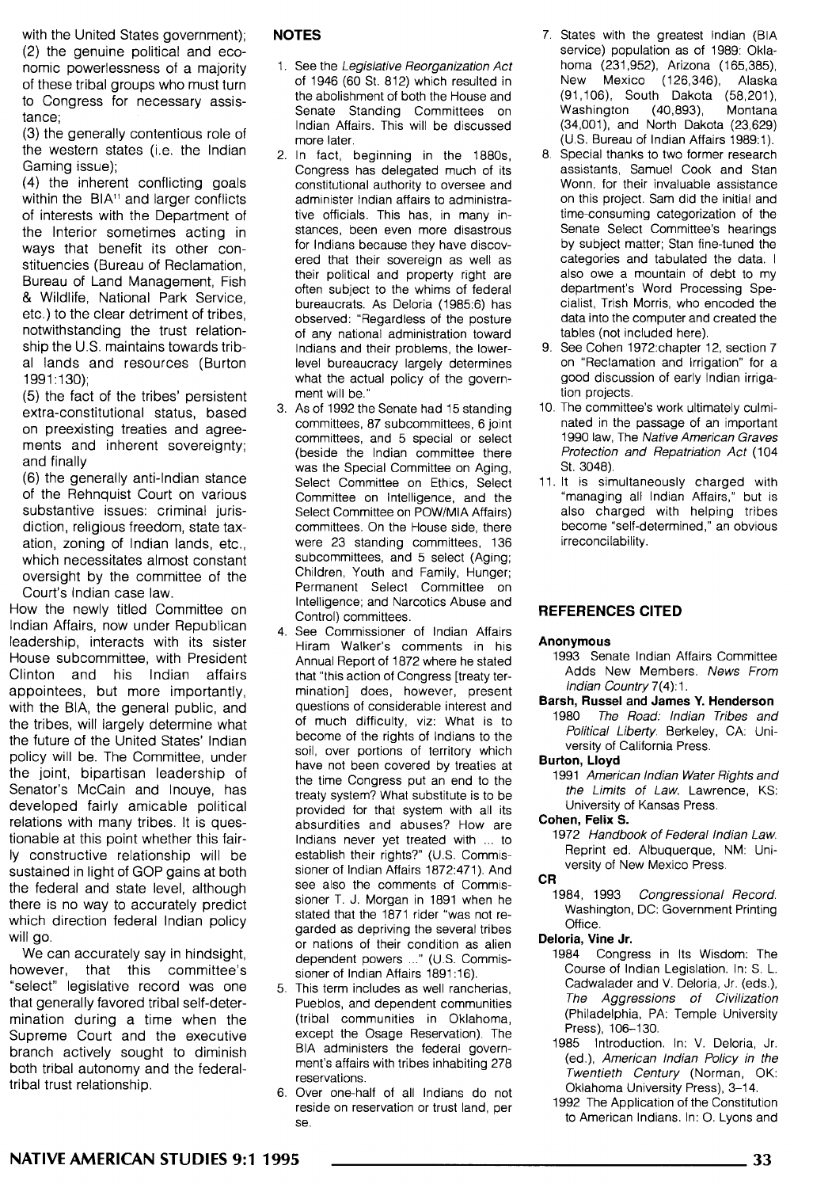with the United States government);
(2) the genuine political and economic powerlessness of a majority of these tribal groups who must turn to Congress for necessary assistance;
(3) the generally contentious role of the western states (i.e. the Indian Gaming issue);
(4) the inherent conflicting goals within the BIA[11] and larger conflicts of interests with the Department of the Interior sometimes acting in ways that benefit its other constituencies (Bureau of Reclamation, Bureau of Land Management, Fish & Wildlife, National Park Service, etc.) to the clear detriment of tribes, notwithstanding the trust relationship the U.S. maintains towards tribal lands and resources (Burton 1991:130);
(5) the fact of the tribes' persistent extra-constitutional status, based on preexisting treaties and agreements and inherent sovereignty; and finally
(6) the generally anti-Indian stance of the Rehnquist Court on various substantive issues: criminal jurisdiction, religious freedom, state taxation, zoning of Indian lands, etc., which necessitates almost constant oversight by the committee of the Court's Indian case law.

How the newly titled Committee on Indian Affairs, now under Republican leadership, interacts with its sister House subcommittee, with President Clinton and his Indian affairs appointees, but more importantly, with the BIA, the general public, and the tribes, will largely determine what the future of the United States' Indian policy will be. The Committee, under the joint, bipartisan leadership of Senator's McCain and Inouye, has developed fairly amicable political relations with many tribes. It is questionable at this point whether this fairly constructive relationship will be sustained in light of GOP gains at both the federal and state level, although there is no way to accurately predict which direction federal Indian policy will go.

We can accurately say in hindsight, however, that this committee's "select" legislative record was one that generally favored tribal self-determination during a time when the Supreme Court and the executive branch actively sought to diminish both tribal autonomy and the federal-tribal trust relationship.

## NOTES

1. See the *Legislative Reorganization Act* of 1946 (60 St. 812) which resulted in the abolishment of both the House and Senate Standing Committees on Indian Affairs. This will be discussed more later.
2. In fact, beginning in the 1880s, Congress has delegated much of its constitutional authority to oversee and administer Indian affairs to administrative officials. This has, in many instances, been even more disastrous for Indians because they have discovered that their sovereign as well as their political and property right are often subject to the whims of federal bureaucrats. As Deloria (1985:6) has observed: "Regardless of the posture of any national administration toward Indians and their problems, the lower-level bureaucracy largely determines what the actual policy of the government will be."
3. As of 1992 the Senate had 15 standing committees, 87 subcommittees, 6 joint committees, and 5 special or select (beside the Indian committee there was the Special Committee on Aging, Select Committee on Ethics, Select Committee on Intelligence, and the Select Committee on POW/MIA Affairs) committees. On the House side, there were 23 standing committees, 136 subcommittees, and 5 select (Aging; Children, Youth and Family, Hunger; Permanent Select Committee on Intelligence; and Narcotics Abuse and Control) committees.
4. See Commissioner of Indian Affairs Hiram Walker's comments in his Annual Report of 1872 where he stated that "this action of Congress [treaty termination] does, however, present questions of considerable interest and of much difficulty, viz: What is to become of the rights of Indians to the soil, over portions of territory which have not been covered by treaties at the time Congress put an end to the treaty system? What substitute is to be provided for that system with all its absurdities and abuses? How are Indians never yet treated with ... to establish their rights?" (U.S. Commissioner of Indian Affairs 1872:471). And see also the comments of Commissioner T. J. Morgan in 1891 when he stated that the 1871 rider "was not regarded as depriving the several tribes or nations of their condition as alien dependent powers ..." (U.S. Commissioner of Indian Affairs 1891:16).
5. This term includes as well rancherias, Pueblos, and dependent communities (tribal communities in Oklahoma, except the Osage Reservation). The BIA administers the federal government's affairs with tribes inhabiting 278 reservations.
6. Over one-half of all Indians do not reside on reservation or trust land, per se.
7. States with the greatest Indian (BIA service) population as of 1989: Oklahoma (231,952), Arizona (165,385), New Mexico (126,346), Alaska (91,106), South Dakota (58,201), Washington (40,893), Montana (34,001), and North Dakota (23,629) (U.S. Bureau of Indian Affairs 1989:1).
8. Special thanks to two former research assistants, Samuel Cook and Stan Wonn, for their invaluable assistance on this project. Sam did the initial and time-consuming categorization of the Senate Select Committee's hearings by subject matter; Stan fine-tuned the categories and tabulated the data. I also owe a mountain of debt to my department's Word Processing Specialist, Trish Morris, who encoded the data into the computer and created the tables (not included here).
9. See Cohen 1972:chapter 12, section 7 on "Reclamation and Irrigation" for a good discussion of early Indian irrigation projects.
10. The committee's work ultimately culminated in the passage of an important 1990 law, The *Native American Graves Protection and Repatriation Act* (104 St. 3048).
11. It is simultaneously charged with "managing all Indian Affairs," but is also charged with helping tribes become "self-determined," an obvious irreconcilability.

## REFERENCES CITED

**Anonymous**
1993 Senate Indian Affairs Committee Adds New Members. *News From Indian Country* 7(4):1.

**Barsh, Russel and James Y. Henderson**
1980 *The Road: Indian Tribes and Political Liberty.* Berkeley, CA: University of California Press.

**Burton, Lloyd**
1991 *American Indian Water Rights and the Limits of Law.* Lawrence, KS: University of Kansas Press.

**Cohen, Felix S.**
1972 *Handbook of Federal Indian Law.* Reprint ed. Albuquerque, NM: University of New Mexico Press.

**CR**
1984, 1993 *Congressional Record.* Washington, DC: Government Printing Office.

**Deloria, Vine Jr.**
1984 Congress in Its Wisdom: The Course of Indian Legislation. In: S. L. Cadwalader and V. Deloria, Jr. (eds.), *The Aggressions of Civilization* (Philadelphia, PA: Temple University Press), 106–130.
1985 Introduction. In: V. Deloria, Jr. (ed.), *American Indian Policy in the Twentieth Century* (Norman, OK: Oklahoma University Press), 3–14.
1992 The Application of the Constitution to American Indians. In: O. Lyons and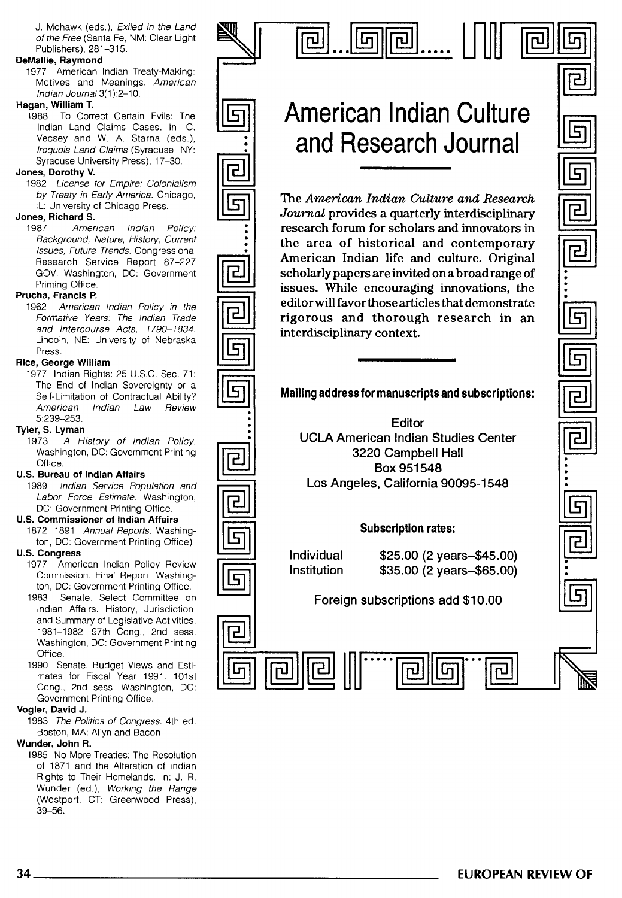J. Mohawk (eds.), *Exiled in the Land of the Free* (Santa Fe, NM: Clear Light Publishers), 281–315.

**DeMallie, Raymond**

1977 American Indian Treaty-Making: Motives and Meanings. *American Indian Journal* 3(1):2–10.

**Hagan, William T.**

1988 To Correct Certain Evils: The Indian Land Claims Cases. In: C. Vecsey and W. A. Starna (eds.), *Iroquois Land Claims* (Syracuse, NY: Syracuse University Press), 17–30.

**Jones, Dorothy V.**

1982 *License for Empire: Colonialism by Treaty in Early America.* Chicago, IL: University of Chicago Press.

**Jones, Richard S.**

1987 *American Indian Policy: Background, Nature, History, Current Issues, Future Trends.* Congressional Research Service Report 87-227 GOV. Washington, DC: Government Printing Office.

**Prucha, Francis P.**

1962 *American Indian Policy in the Formative Years: The Indian Trade and Intercourse Acts, 1790–1834.* Lincoln, NE: University of Nebraska Press.

**Rice, George William**

1977 Indian Rights: 25 U.S.C. Sec. 71: The End of Indian Sovereignty or a Self-Limitation of Contractual Ability? *American Indian Law Review* 5:239–253.

**Tyler, S. Lyman**

1973 *A History of Indian Policy.* Washington, DC: Government Printing Office.

**U.S. Bureau of Indian Affairs**

1989 *Indian Service Population and Labor Force Estimate.* Washington, DC: Government Printing Office.

**U.S. Commissioner of Indian Affairs**

1872, 1891 *Annual Reports.* Washington, DC: Government Printing Office)

**U.S. Congress**

1977 American Indian Policy Review Commission. Final Report. Washington, DC: Government Printing Office.

1983 Senate. Select Committee on Indian Affairs. History, Jurisdiction, and Summary of Legislative Activities, 1981–1982. 97th Cong., 2nd sess. Washington, DC: Government Printing Office.

1990 Senate. Budget Views and Estimates for Fiscal Year 1991. 101st Cong., 2nd sess. Washington, DC: Government Printing Office.

**Vogler, David J.**

1983 *The Politics of Congress.* 4th ed. Boston, MA: Allyn and Bacon.

**Wunder, John R.**

1985 No More Treaties: The Resolution of 1871 and the Alteration of Indian Rights to Their Homelands. In: J. R. Wunder (ed.), *Working the Range* (Westport, CT: Greenwood Press), 39–56.

# American Indian Culture and Research Journal

The *American Indian Culture and Research Journal* provides a quarterly interdisciplinary research forum for scholars and innovators in the area of historical and contemporary American Indian life and culture. Original scholarly papers are invited on a broad range of issues. While encouraging innovations, the editor will favor those articles that demonstrate rigorous and thorough research in an interdisciplinary context.

**Mailing address for manuscripts and subscriptions:**

Editor
UCLA American Indian Studies Center
3220 Campbell Hall
Box 951548
Los Angeles, California 90095-1548

**Subscription rates:**

| | |
|---|---|
| Individual | $25.00 (2 years–$45.00) |
| Institution | $35.00 (2 years–$65.00) |

Foreign subscriptions add $10.00